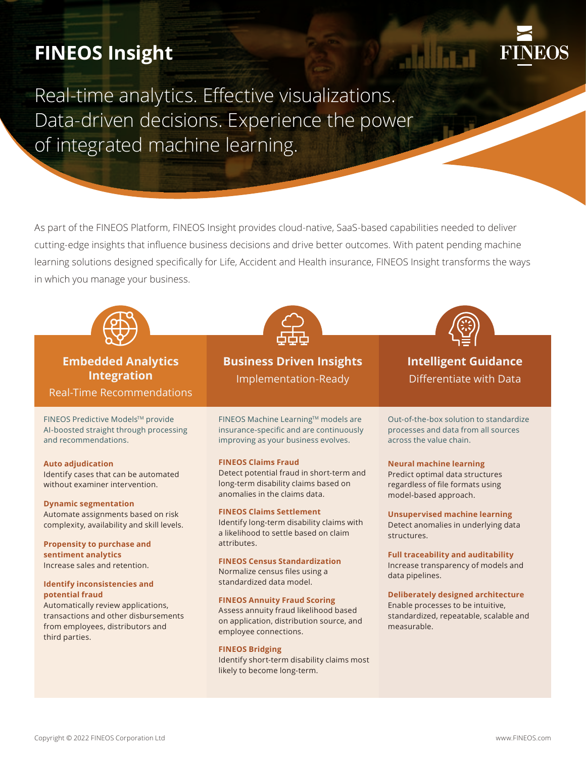# FINEOS Insight

Real-time analytics. Effective visualizations. Data-driven decisions. Experience the power of integrated machine learning.

As part of the FINEOS Platform, FINEOS Insight provides cloud-native, SaaS-based capabilities needed to deliver cutting-edge insights that influence business decisions and drive better outcomes. With patent pending machine learning solutions designed specifically for Life, Accident and Health insurance, FINEOS Insight transforms the ways in which you manage your business.

## Embedded Analytics Integration

Real-Time Recommendations

FINEOS Predictive Models™ provide AI-boosted straight through processing and recommendations.

**Auto adjudication**
Identify cases that can be automated without examiner intervention.

**Dynamic segmentation**
Automate assignments based on risk complexity, availability and skill levels.

**Propensity to purchase and sentiment analytics**
Increase sales and retention.

**Identify inconsistencies and potential fraud**
Automatically review applications, transactions and other disbursements from employees, distributors and third parties.

## Business Driven Insights

Implementation-Ready

FINEOS Machine Learning™ models are insurance-specific and are continuously improving as your business evolves.

**FINEOS Claims Fraud**
Detect potential fraud in short-term and long-term disability claims based on anomalies in the claims data.

**FINEOS Claims Settlement**
Identify long-term disability claims with a likelihood to settle based on claim attributes.

**FINEOS Census Standardization**
Normalize census files using a standardized data model.

**FINEOS Annuity Fraud Scoring**
Assess annuity fraud likelihood based on application, distribution source, and employee connections.

**FINEOS Bridging**
Identify short-term disability claims most likely to become long-term.

## Intelligent Guidance

Differentiate with Data

Out-of-the-box solution to standardize processes and data from all sources across the value chain.

**Neural machine learning**
Predict optimal data structures regardless of file formats using model-based approach.

**Unsupervised machine learning**
Detect anomalies in underlying data structures.

**Full traceability and auditability**
Increase transparency of models and data pipelines.

**Deliberately designed architecture**
Enable processes to be intuitive, standardized, repeatable, scalable and measurable.

Copyright © 2022 FINEOS Corporation Ltd

www.FINEOS.com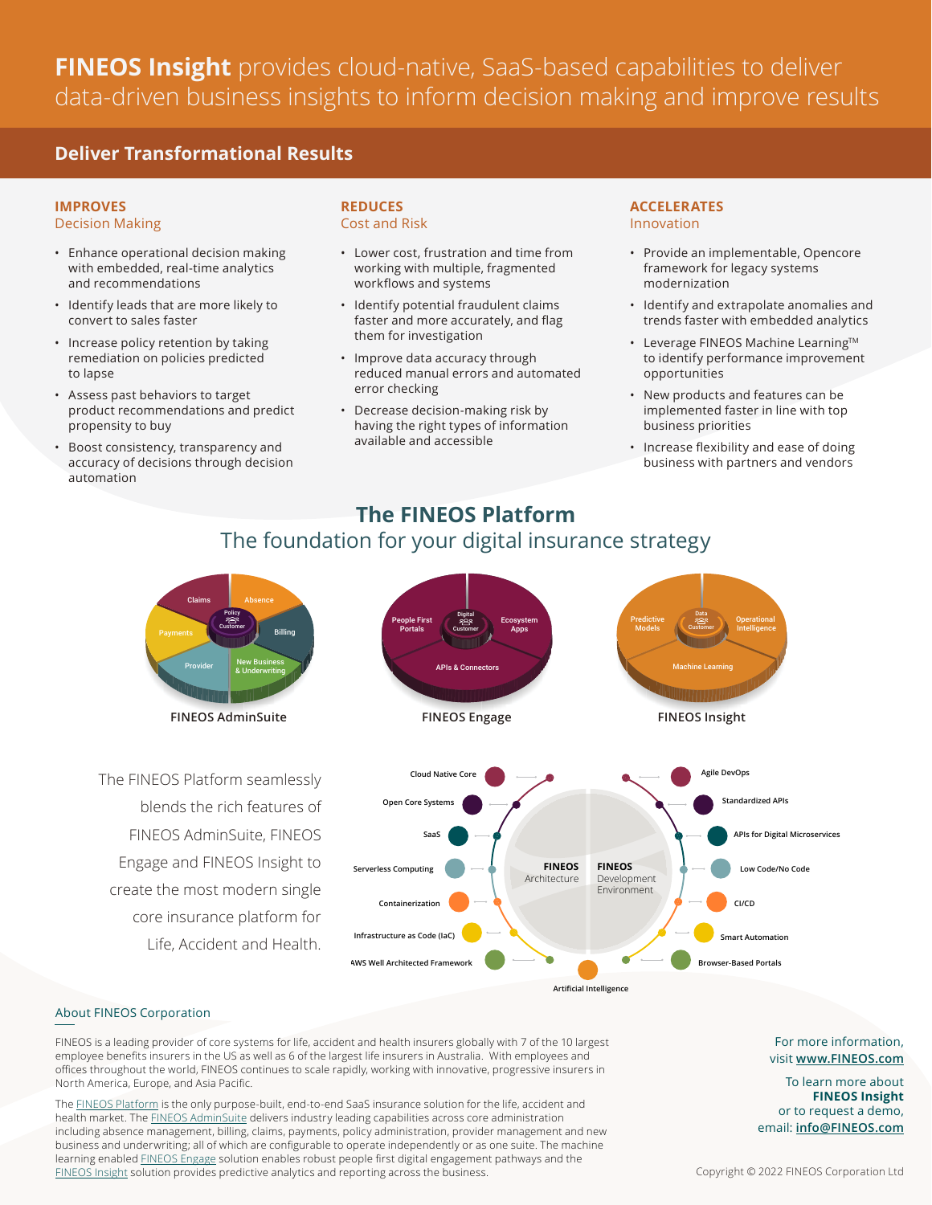# **FINEOS Insight** provides cloud-native, SaaS-based capabilities to deliver data-driven business insights to inform decision making and improve results

## Deliver Transformational Results

### IMPROVES
Decision Making

- Enhance operational decision making with embedded, real-time analytics and recommendations
- Identify leads that are more likely to convert to sales faster
- Increase policy retention by taking remediation on policies predicted to lapse
- Assess past behaviors to target product recommendations and predict propensity to buy
- Boost consistency, transparency and accuracy of decisions through decision automation

### REDUCES
Cost and Risk

- Lower cost, frustration and time from working with multiple, fragmented workflows and systems
- Identify potential fraudulent claims faster and more accurately, and flag them for investigation
- Improve data accuracy through reduced manual errors and automated error checking
- Decrease decision-making risk by having the right types of information available and accessible

### ACCELERATES
Innovation

- Provide an implementable, Opencore framework for legacy systems modernization
- Identify and extrapolate anomalies and trends faster with embedded analytics
- Leverage FINEOS Machine Learning™ to identify performance improvement opportunities
- New products and features can be implemented faster in line with top business priorities
- Increase flexibility and ease of doing business with partners and vendors

## The FINEOS Platform
The foundation for your digital insurance strategy

Claims
Absence
Policy
Customer
Payments
Billing
Provider
New Business & Underwriting

FINEOS AdminSuite

People First Portals
Digital
Customer
Ecosystem Apps
APIs & Connectors

FINEOS Engage

Predictive Models
Data
Customer
Operational Intelligence
Machine Learning

FINEOS Insight

The FINEOS Platform seamlessly blends the rich features of FINEOS AdminSuite, FINEOS Engage and FINEOS Insight to create the most modern single core insurance platform for Life, Accident and Health.

**FINEOS** Architecture

Cloud Native Core
Open Core Systems
SaaS
Serverless Computing
Containerization
Infrastructure as Code (IaC)
AWS Well Architected Framework

**FINEOS** Development Environment

Agile DevOps
Standardized APIs
APIs for Digital Microservices
Low Code/No Code
CI/CD
Smart Automation
Browser-Based Portals

Artificial Intelligence

### About FINEOS Corporation

FINEOS is a leading provider of core systems for life, accident and health insurers globally with 7 of the 10 largest employee benefits insurers in the US as well as 6 of the largest life insurers in Australia. With employees and offices throughout the world, FINEOS continues to scale rapidly, working with innovative, progressive insurers in North America, Europe, and Asia Pacific.

The FINEOS Platform is the only purpose-built, end-to-end SaaS insurance solution for the life, accident and health market. The FINEOS AdminSuite delivers industry leading capabilities across core administration including absence management, billing, claims, payments, policy administration, provider management and new business and underwriting; all of which are configurable to operate independently or as one suite. The machine learning enabled FINEOS Engage solution enables robust people first digital engagement pathways and the FINEOS Insight solution provides predictive analytics and reporting across the business.

For more information, visit **www.FINEOS.com**

To learn more about **FINEOS Insight** or to request a demo, email: **info@FINEOS.com**

Copyright © 2022 FINEOS Corporation Ltd